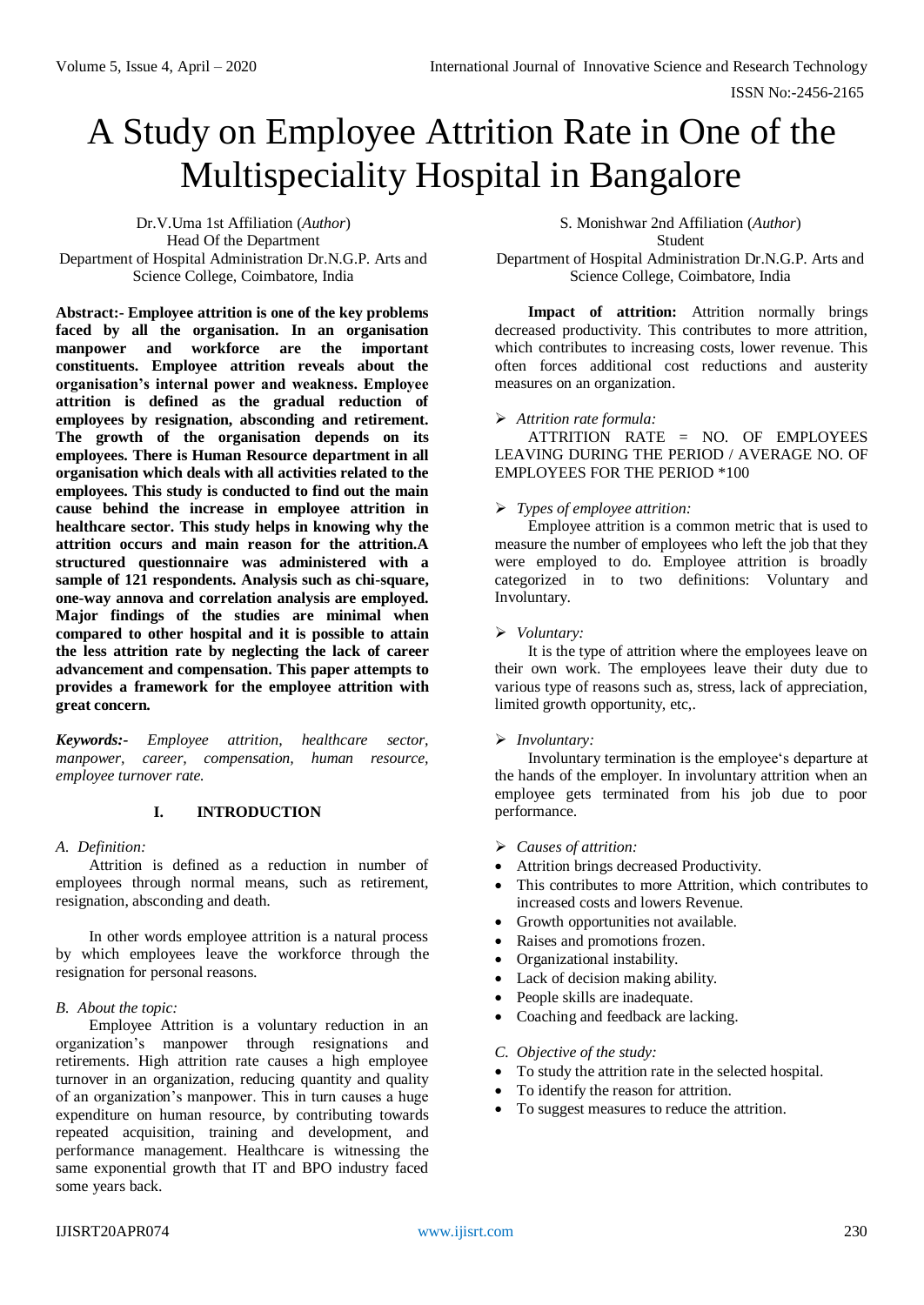# A Study on Employee Attrition Rate in One of the Multispeciality Hospital in Bangalore

Dr.V.Uma 1st Affiliation (*Author*)
Head Of the Department
Department of Hospital Administration Dr.N.G.P. Arts and Science College, Coimbatore, India

S. Monishwar 2nd Affiliation (*Author*)
Student
Department of Hospital Administration Dr.N.G.P. Arts and Science College, Coimbatore, India

**Abstract:- Employee attrition is one of the key problems faced by all the organisation. In an organisation manpower and workforce are the important constituents. Employee attrition reveals about the organisation's internal power and weakness. Employee attrition is defined as the gradual reduction of employees by resignation, absconding and retirement. The growth of the organisation depends on its employees. There is Human Resource department in all organisation which deals with all activities related to the employees. This study is conducted to find out the main cause behind the increase in employee attrition in healthcare sector. This study helps in knowing why the attrition occurs and main reason for the attrition.A structured questionnaire was administered with a sample of 121 respondents. Analysis such as chi-square, one-way annova and correlation analysis are employed. Major findings of the studies are minimal when compared to other hospital and it is possible to attain the less attrition rate by neglecting the lack of career advancement and compensation. This paper attempts to provides a framework for the employee attrition with great concern.**

***Keywords:-*** *Employee attrition, healthcare sector, manpower, career, compensation, human resource, employee turnover rate.*

## I. INTRODUCTION

### *A. Definition:*

Attrition is defined as a reduction in number of employees through normal means, such as retirement, resignation, absconding and death.

In other words employee attrition is a natural process by which employees leave the workforce through the resignation for personal reasons.

### *B. About the topic:*

Employee Attrition is a voluntary reduction in an organization's manpower through resignations and retirements. High attrition rate causes a high employee turnover in an organization, reducing quantity and quality of an organization's manpower. This in turn causes a huge expenditure on human resource, by contributing towards repeated acquisition, training and development, and performance management. Healthcare is witnessing the same exponential growth that IT and BPO industry faced some years back.

**Impact of attrition:** Attrition normally brings decreased productivity. This contributes to more attrition, which contributes to increasing costs, lower revenue. This often forces additional cost reductions and austerity measures on an organization.

➢ *Attrition rate formula:*

ATTRITION RATE = NO. OF EMPLOYEES LEAVING DURING THE PERIOD / AVERAGE NO. OF EMPLOYEES FOR THE PERIOD *100

➢ *Types of employee attrition:*

Employee attrition is a common metric that is used to measure the number of employees who left the job that they were employed to do. Employee attrition is broadly categorized in to two definitions: Voluntary and Involuntary.

➢ *Voluntary:*

It is the type of attrition where the employees leave on their own work. The employees leave their duty due to various type of reasons such as, stress, lack of appreciation, limited growth opportunity, etc,.

➢ *Involuntary:*

Involuntary termination is the employee's departure at the hands of the employer. In involuntary attrition when an employee gets terminated from his job due to poor performance.

➢ *Causes of attrition:*

- Attrition brings decreased Productivity.
- This contributes to more Attrition, which contributes to increased costs and lowers Revenue.
- Growth opportunities not available.
- Raises and promotions frozen.
- Organizational instability.
- Lack of decision making ability.
- People skills are inadequate.
- Coaching and feedback are lacking.

### *C. Objective of the study:*

- To study the attrition rate in the selected hospital.
- To identify the reason for attrition.
- To suggest measures to reduce the attrition.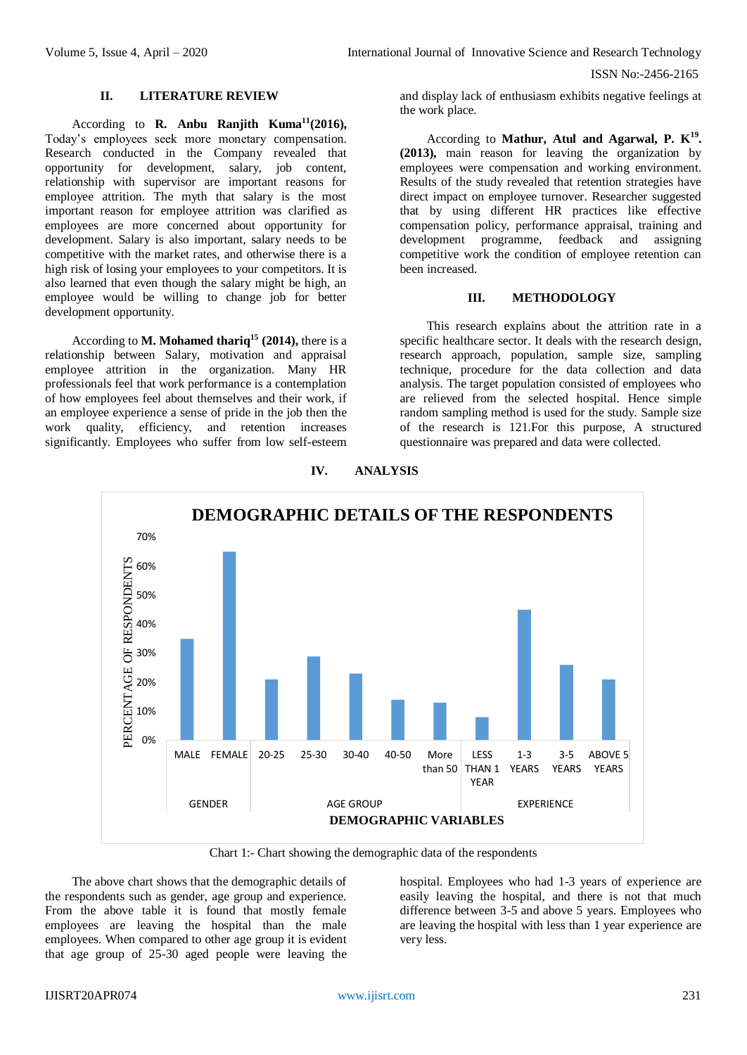## II. LITERATURE REVIEW

According to **R. Anbu Ranjith Kuma[11] (2016),** Today's employees seek more monetary compensation. Research conducted in the Company revealed that opportunity for development, salary, job content, relationship with supervisor are important reasons for employee attrition. The myth that salary is the most important reason for employee attrition was clarified as employees are more concerned about opportunity for development. Salary is also important, salary needs to be competitive with the market rates, and otherwise there is a high risk of losing your employees to your competitors. It is also learned that even though the salary might be high, an employee would be willing to change job for better development opportunity.

According to **M. Mohamed thariq[15] (2014),** there is a relationship between Salary, motivation and appraisal employee attrition in the organization. Many HR professionals feel that work performance is a contemplation of how employees feel about themselves and their work, if an employee experience a sense of pride in the job then the work quality, efficiency, and retention increases significantly. Employees who suffer from low self-esteem and display lack of enthusiasm exhibits negative feelings at the work place.

According to **Mathur, Atul and Agarwal, P. K[19]. (2013),** main reason for leaving the organization by employees were compensation and working environment. Results of the study revealed that retention strategies have direct impact on employee turnover. Researcher suggested that by using different HR practices like effective compensation policy, performance appraisal, training and development programme, feedback and assigning competitive work the condition of employee retention can been increased.

## III. METHODOLOGY

This research explains about the attrition rate in a specific healthcare sector. It deals with the research design, research approach, population, sample size, sampling technique, procedure for the data collection and data analysis. The target population consisted of employees who are relieved from the selected hospital. Hence simple random sampling method is used for the study. Sample size of the research is 121.For this purpose, A structured questionnaire was prepared and data were collected.

## IV. ANALYSIS

**DEMOGRAPHIC DETAILS OF THE RESPONDENTS**

| Demographic variable | Category | Percentage of respondents (approx.) |
|---|---|---|
| GENDER | MALE | 35% |
| | FEMALE | 65% |
| AGE GROUP | 20-25 | 21% |
| | 25-30 | 29% |
| | 30-40 | 23% |
| | 40-50 | 14% |
| | More than 50 | 13% |
| EXPERIENCE | LESS THAN 1 YEAR | 8% |
| | 1-3 YEARS | 45% |
| | 3-5 YEARS | 26% |
| | ABOVE 5 YEARS | 21% |

Chart 1:- Chart showing the demographic data of the respondents

The above chart shows that the demographic details of the respondents such as gender, age group and experience. From the above table it is found that mostly female employees are leaving the hospital than the male employees. When compared to other age group it is evident that age group of 25-30 aged people were leaving the hospital. Employees who had 1-3 years of experience are easily leaving the hospital, and there is not that much difference between 3-5 and above 5 years. Employees who are leaving the hospital with less than 1 year experience are very less.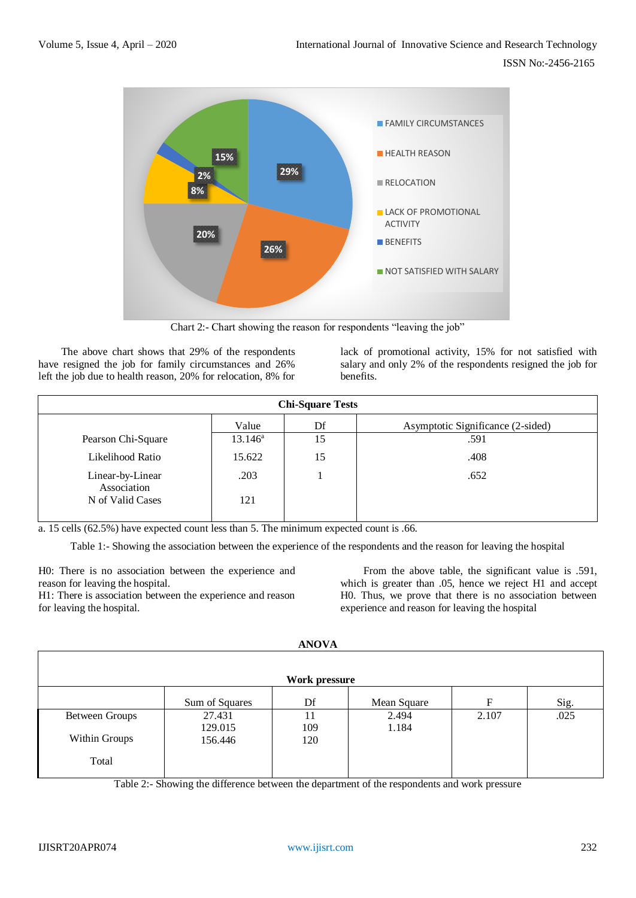Chart 2:- Chart showing the reason for respondents "leaving the job"

The above chart shows that 29% of the respondents have resigned the job for family circumstances and 26% left the job due to health reason, 20% for relocation, 8% for lack of promotional activity, 15% for not satisfied with salary and only 2% of the respondents resigned the job for benefits.

| Chi-Square Tests | | | |
|---|---|---|---|
| | Value | Df | Asymptotic Significance (2-sided) |
| Pearson Chi-Square | 13.146[a] | 15 | .591 |
| Likelihood Ratio | 15.622 | 15 | .408 |
| Linear-by-Linear Association | .203 | 1 | .652 |
| N of Valid Cases | 121 | | |

a. 15 cells (62.5%) have expected count less than 5. The minimum expected count is .66.

Table 1:- Showing the association between the experience of the respondents and the reason for leaving the hospital

H0: There is no association between the experience and reason for leaving the hospital.
H1: There is association between the experience and reason for leaving the hospital.

From the above table, the significant value is .591, which is greater than .05, hence we reject H1 and accept H0. Thus, we prove that there is no association between experience and reason for leaving the hospital

**ANOVA**

| Work pressure | | | | | |
|---|---|---|---|---|---|
| | Sum of Squares | Df | Mean Square | F | Sig. |
| Between Groups | 27.431 | 11 | 2.494 | 2.107 | .025 |
| Within Groups | 129.015 | 109 | 1.184 | | |
| Total | 156.446 | 120 | | | |

Table 2:- Showing the difference between the department of the respondents and work pressure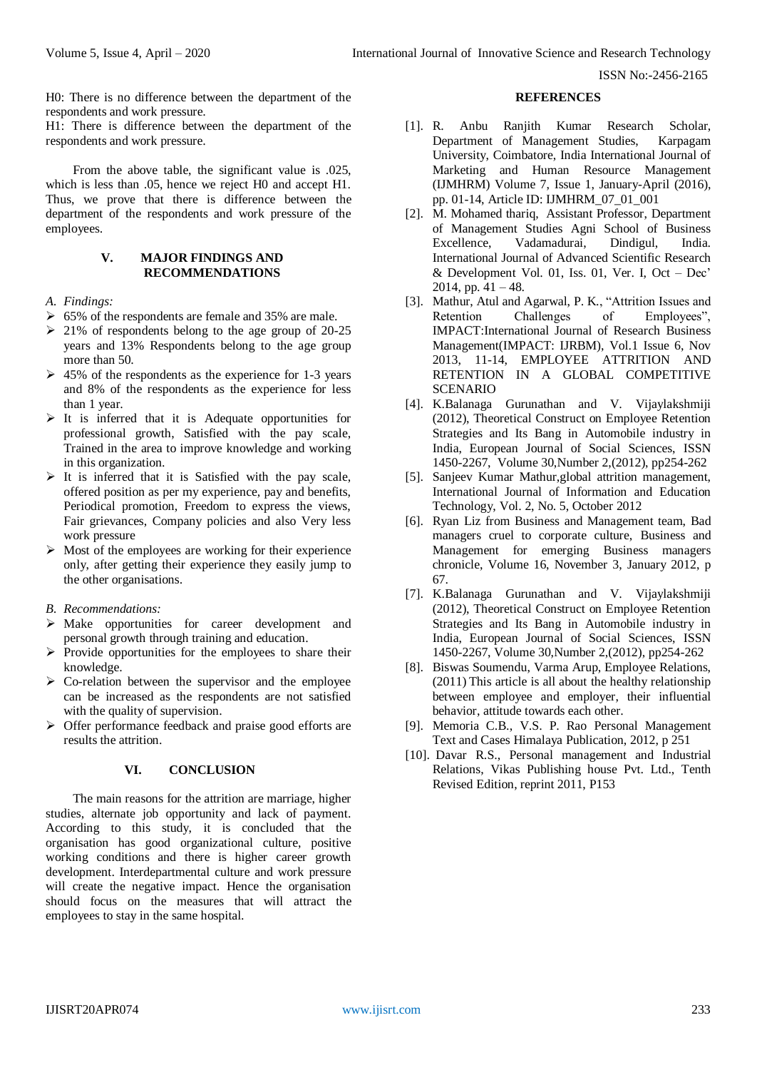H0: There is no difference between the department of the respondents and work pressure.
H1: There is difference between the department of the respondents and work pressure.

From the above table, the significant value is .025, which is less than .05, hence we reject H0 and accept H1. Thus, we prove that there is difference between the department of the respondents and work pressure of the employees.

## V. MAJOR FINDINGS AND RECOMMENDATIONS

### *A. Findings:*

- 65% of the respondents are female and 35% are male.
- 21% of respondents belong to the age group of 20-25 years and 13% Respondents belong to the age group more than 50.
- 45% of the respondents as the experience for 1-3 years and 8% of the respondents as the experience for less than 1 year.
- It is inferred that it is Adequate opportunities for professional growth, Satisfied with the pay scale, Trained in the area to improve knowledge and working in this organization.
- It is inferred that it is Satisfied with the pay scale, offered position as per my experience, pay and benefits, Periodical promotion, Freedom to express the views, Fair grievances, Company policies and also Very less work pressure
- Most of the employees are working for their experience only, after getting their experience they easily jump to the other organisations.

### *B. Recommendations:*

- Make opportunities for career development and personal growth through training and education.
- Provide opportunities for the employees to share their knowledge.
- Co-relation between the supervisor and the employee can be increased as the respondents are not satisfied with the quality of supervision.
- Offer performance feedback and praise good efforts are results the attrition.

## VI. CONCLUSION

The main reasons for the attrition are marriage, higher studies, alternate job opportunity and lack of payment. According to this study, it is concluded that the organisation has good organizational culture, positive working conditions and there is higher career growth development. Interdepartmental culture and work pressure will create the negative impact. Hence the organisation should focus on the measures that will attract the employees to stay in the same hospital.

## REFERENCES

[1]. R. Anbu Ranjith Kumar Research Scholar, Department of Management Studies, Karpagam University, Coimbatore, India International Journal of Marketing and Human Resource Management (IJMHRM) Volume 7, Issue 1, January-April (2016), pp. 01-14, Article ID: IJMHRM_07_01_001

[2]. M. Mohamed thariq, Assistant Professor, Department of Management Studies Agni School of Business Excellence, Vadamadurai, Dindigul, India. International Journal of Advanced Scientific Research & Development Vol. 01, Iss. 01, Ver. I, Oct – Dec' 2014, pp. 41 – 48.

[3]. Mathur, Atul and Agarwal, P. K., "Attrition Issues and Retention Challenges of Employees", IMPACT:International Journal of Research Business Management(IMPACT: IJRBM), Vol.1 Issue 6, Nov 2013, 11-14, EMPLOYEE ATTRITION AND RETENTION IN A GLOBAL COMPETITIVE SCENARIO

[4]. K.Balanaga Gurunathan and V. Vijaylakshmiji (2012), Theoretical Construct on Employee Retention Strategies and Its Bang in Automobile industry in India, European Journal of Social Sciences, ISSN 1450-2267, Volume 30,Number 2,(2012), pp254-262

[5]. Sanjeev Kumar Mathur,global attrition management, International Journal of Information and Education Technology, Vol. 2, No. 5, October 2012

[6]. Ryan Liz from Business and Management team, Bad managers cruel to corporate culture, Business and Management for emerging Business managers chronicle, Volume 16, November 3, January 2012, p 67.

[7]. K.Balanaga Gurunathan and V. Vijaylakshmiji (2012), Theoretical Construct on Employee Retention Strategies and Its Bang in Automobile industry in India, European Journal of Social Sciences, ISSN 1450-2267, Volume 30,Number 2,(2012), pp254-262

[8]. Biswas Soumendu, Varma Arup, Employee Relations, (2011) This article is all about the healthy relationship between employee and employer, their influential behavior, attitude towards each other.

[9]. Memoria C.B., V.S. P. Rao Personal Management Text and Cases Himalaya Publication, 2012, p 251

[10]. Davar R.S., Personal management and Industrial Relations, Vikas Publishing house Pvt. Ltd., Tenth Revised Edition, reprint 2011, P153